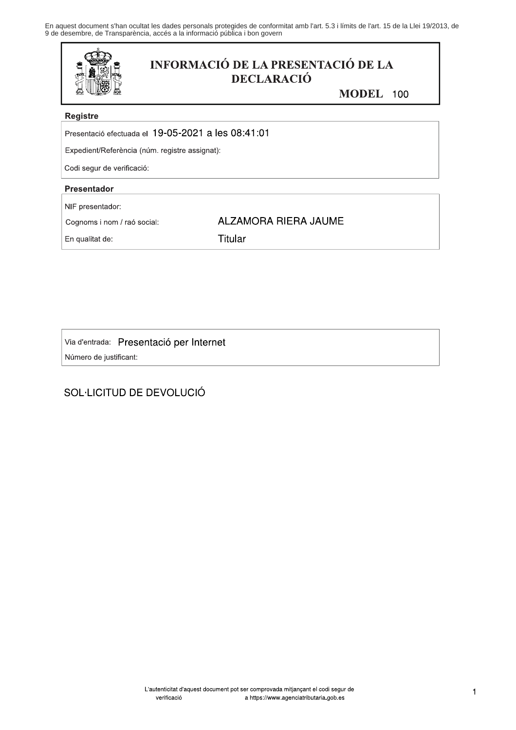En aquest document s'han ocultat les dades personals protegides de conformitat amb l'art. 5.3 i límits de l'art. 15 de la Llei 19/2013, de 9 de desembre, de Transparència, accés a la informació pública i bon govern

# INFORMACIÓ DE LA PRESENTACIÓ DE LA DECLARACIÓ

**MODEL** 100

## Registre

Presentació efectuada el 19-05-2021 a les 08:41:01

Expedient/Referència (núm. registre assignat):

Codi segur de verificació:

## Presentador

NIF presentador:

Cognoms i nom / raó social: ALZAMORA RIERA JAUME

En qualitat de: Titular

Via d'entrada: Presentació per Internet

Número de justificant:

SOL·LICITUD DE DEVOLUCIÓ

L'autenticitat d'aquest document pot ser comprovada mitjançant el codi segur de verificació a https://www.agenciatributaria.gob.es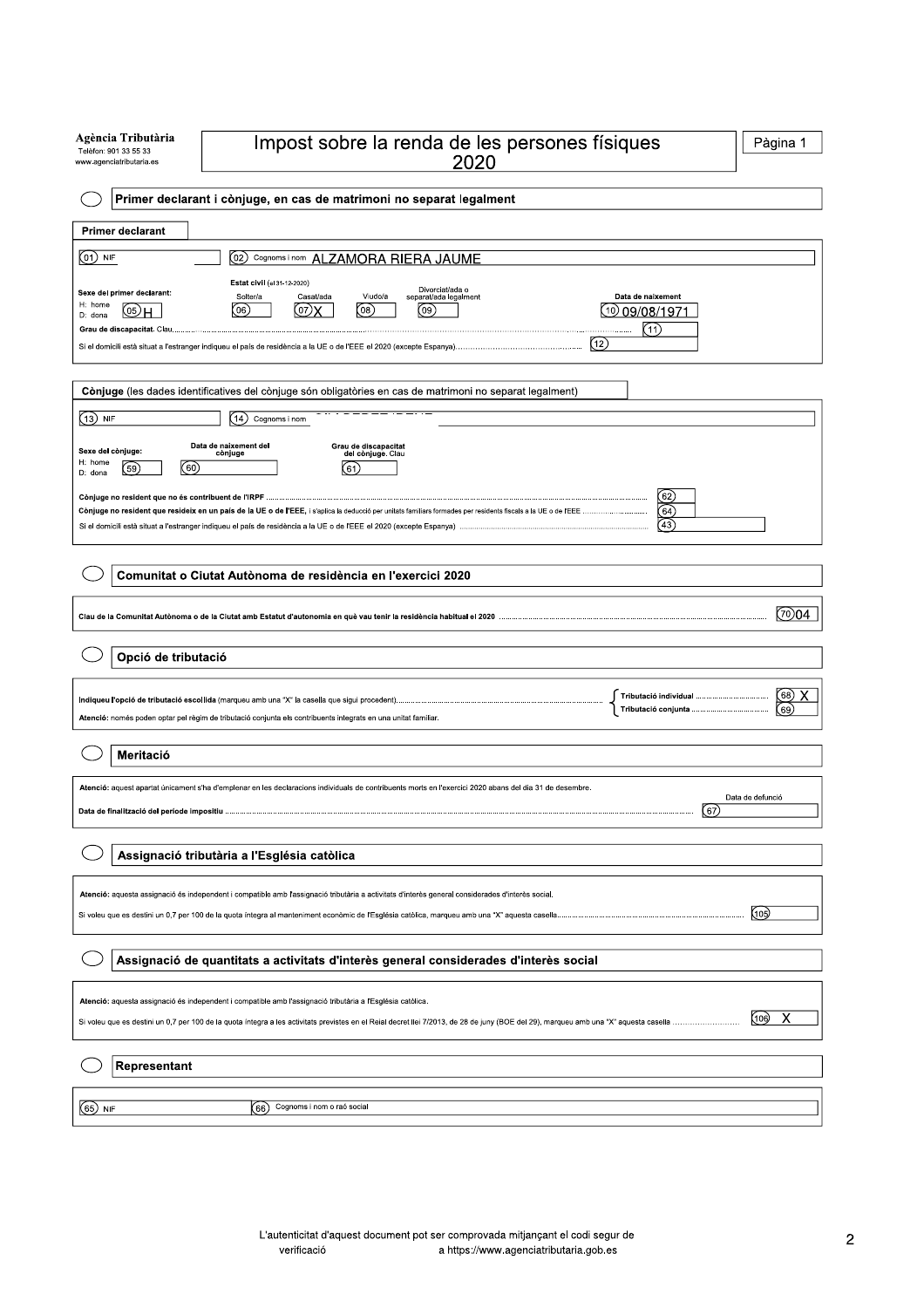**Agència Tributària**
Telèfon: 901 33 55 33
www.agenciatributaria.es

# Impost sobre la renda de les persones físiques 2020

Pàgina 1

## Primer declarant i cònjuge, en cas de matrimoni no separat legalment

### Primer declarant

(01) NIF

(02) Cognoms i nom ALZAMORA RIERA JAUME

Estat civil (el 31-12-2020)

| Solter/a | Casat/ada | Viudo/a | Divorciat/ada o separat/ada legalment |
|---|---|---|---|
| (06) | (07) X | (08) | (09) |

Sexe del primer declarant: H: home D: dona (05) H

Data de naixement (10) 09/08/1971

Grau de discapacitat. Clau (11)

Si el domicili està situat a l'estranger indiqueu el país de residència a la UE o de l'EEE el 2020 (excepte Espanya) (12)

### Cònjuge (les dades identificatives del cònjuge són obligatòries en cas de matrimoni no separat legalment)

(13) NIF

(14) Cognoms i nom

Sexe del cònjuge: H: home D: dona (59)

Data de naixement del cònjuge (60)

Grau de discapacitat del cònjuge. Clau (61)

Cònjuge no resident que no és contribuent de l'IRPF (62)

Cònjuge no resident que resideix en un país de la UE o de l'EEE, i s'aplica la deducció per unitats familiars formades per residents fiscals a la UE o de l'EEE (64)

Si el domicili està situat a l'estranger indiqueu el país de residència a la UE o de l'EEE el 2020 (excepte Espanya) (43)

## Comunitat o Ciutat Autònoma de residència en l'exercici 2020

Clau de la Comunitat Autònoma o de la Ciutat amb Estatut d'autonomia en què vau tenir la residència habitual el 2020 (70) 04

## Opció de tributació

Indiqueu l'opció de tributació escollida (marqueu amb una "X" la casella que sigui procedent)

- Tributació individual (68) X
- Tributació conjunta (69)

Atenció: només poden optar pel règim de tributació conjunta els contribuents integrats en una unitat familiar.

## Meritació

Atenció: aquest apartat únicament s'ha d'emplenar en les declaracions individuals de contribuents morts en l'exercici 2020 abans del dia 31 de desembre.

Data de finalització del període impositiu — Data de defunció (67)

## Assignació tributària a l'Església catòlica

Atenció: aquesta assignació és independent i compatible amb l'assignació tributària a activitats d'interès general considerades d'interès social.

Si voleu que es destini un 0,7 per 100 de la quota íntegra al manteniment econòmic de l'Església catòlica, marqueu amb una "X" aquesta casella (105)

## Assignació de quantitats a activitats d'interès general considerades d'interès social

Atenció: aquesta assignació és independent i compatible amb l'assignació tributària a l'Església catòlica.

Si voleu que es destini un 0,7 per 100 de la quota íntegra a les activitats previstes en el Reial decret llei 7/2013, de 28 de juny (BOE del 29), marqueu amb una "X" aquesta casella (106) X

## Representant

(65) NIF

(66) Cognoms i nom o raó social

L'autenticitat d'aquest document pot ser comprovada mitjançant el codi segur de verificació a https://www.agenciatributaria.gob.es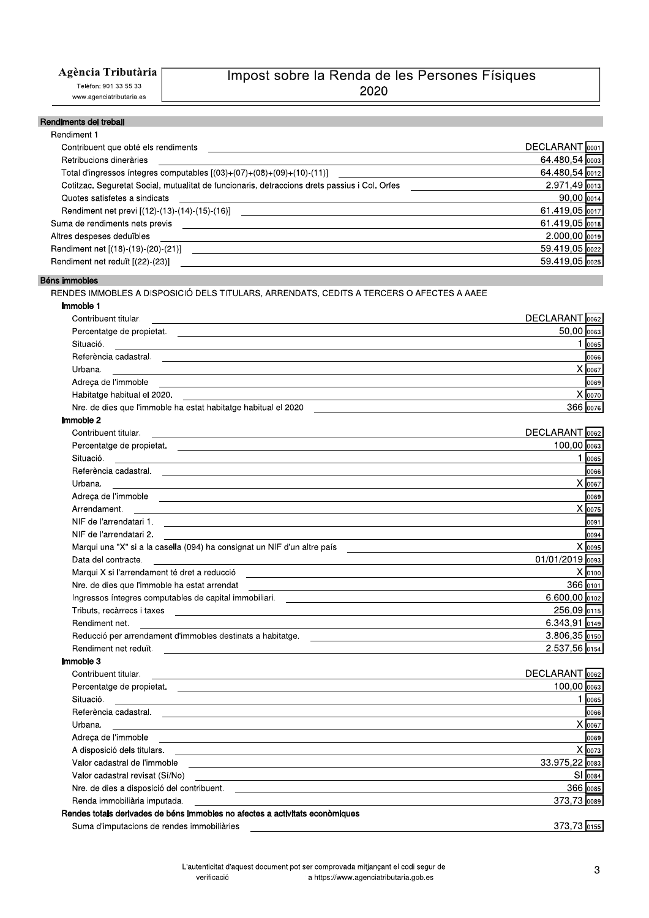# Agència Tributària

Telèfon: 901 33 55 33
www.agenciatributaria.es

## Impost sobre la Renda de les Persones Físiques 2020

### Rendiments del treball

Rendiment 1

| Concepte | Valor | Casella |
|---|---|---|
| Contribuent que obté els rendiments | DECLARANT | 0001 |
| Retribucions dineràries | 64.480,54 | 0003 |
| Total d'ingressos íntegres computables [(03)+(07)+(08)+(09)+(10)-(11)] | 64.480,54 | 0012 |
| Cotitzac. Seguretat Social, mutualitat de funcionaris, detraccions drets passius i Col. Orfes | 2.971,49 | 0013 |
| Quotes satisfetes a sindicats | 90,00 | 0014 |
| Rendiment net previ [(12)-(13)-(14)-(15)-(16)] | 61.419,05 | 0017 |
| Suma de rendiments nets previs | 61.419,05 | 0018 |
| Altres despeses deduïbles | 2.000,00 | 0019 |
| Rendiment net [(18)-(19)-(20)-(21)] | 59.419,05 | 0022 |
| Rendiment net reduït [(22)-(23)] | 59.419,05 | 0025 |

### Béns immobles

RENDES IMMOBLES A DISPOSICIÓ DELS TITULARS, ARRENDATS, CEDITS A TERCERS O AFECTES A AAEE

**Immoble 1**

| Concepte | Valor | Casella |
|---|---|---|
| Contribuent titular. | DECLARANT | 0062 |
| Percentatge de propietat. | 50,00 | 0063 |
| Situació. | 1 | 0065 |
| Referència cadastral. | | 0066 |
| Urbana. | X | 0067 |
| Adreça de l'immoble | | 0069 |
| Habitatge habitual el 2020. | X | 0070 |
| Nre. de dies que l'immoble ha estat habitatge habitual el 2020 | 366 | 0076 |

**Immoble 2**

| Concepte | Valor | Casella |
|---|---|---|
| Contribuent titular. | DECLARANT | 0062 |
| Percentatge de propietat. | 100,00 | 0063 |
| Situació. | 1 | 0065 |
| Referència cadastral. | | 0066 |
| Urbana. | X | 0067 |
| Adreça de l'immoble | | 0069 |
| Arrendament. | X | 0075 |
| NIF de l'arrendatari 1. | | 0091 |
| NIF de l'arrendatari 2. | | 0094 |
| Marqui una "X" si a la casella (094) ha consignat un NIF d'un altre país | X | 0095 |
| Data del contracte. | 01/01/2019 | 0093 |
| Marqui X si l'arrendament té dret a reducció | X | 0100 |
| Nre. de dies que l'immoble ha estat arrendat | 366 | 0101 |
| Ingressos íntegres computables de capital immobiliari. | 6.600,00 | 0102 |
| Tributs, recàrrecs i taxes | 256,09 | 0115 |
| Rendiment net. | 6.343,91 | 0149 |
| Reducció per arrendament d'immobles destinats a habitatge. | 3.806,35 | 0150 |
| Rendiment net reduït. | 2.537,56 | 0154 |

**Immoble 3**

| Concepte | Valor | Casella |
|---|---|---|
| Contribuent titular. | DECLARANT | 0062 |
| Percentatge de propietat. | 100,00 | 0063 |
| Situació. | 1 | 0065 |
| Referència cadastral. | | 0066 |
| Urbana. | X | 0067 |
| Adreça de l'immoble | | 0069 |
| A disposició dels titulars. | X | 0073 |
| Valor cadastral de l'immoble | 33.975,22 | 0083 |
| Valor cadastral revisat (Sí/No) | SI | 0084 |
| Nre. de dies a disposició del contribuent. | 366 | 0085 |
| Renda immobiliària imputada. | 373,73 | 0089 |

**Rendes totals derivades de béns immobles no afectes a activitats econòmiques**

| Concepte | Valor | Casella |
|---|---|---|
| Suma d'imputacions de rendes immobiliàries | 373,73 | 0155 |

L'autenticitat d'aquest document pot ser comprovada mitjançant el codi segur de verificació a https://www.agenciatributaria.gob.es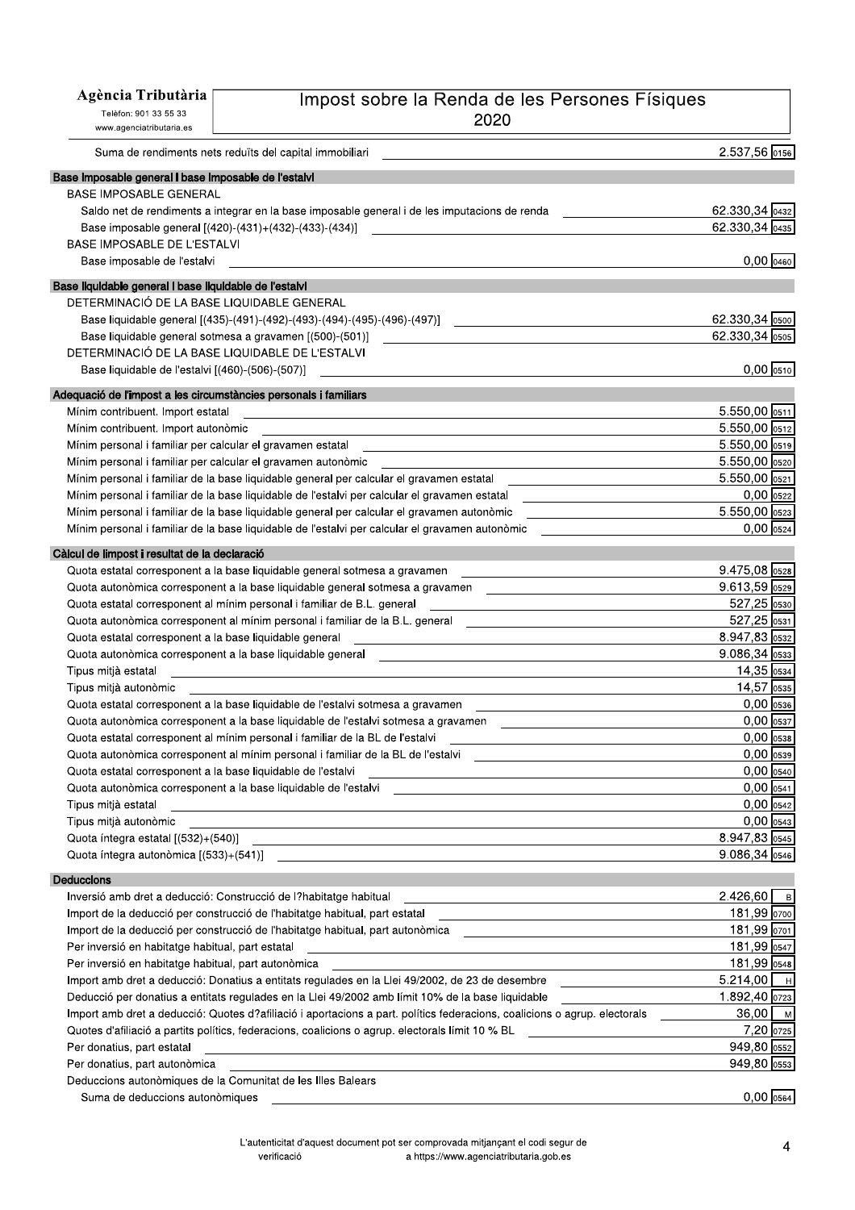# Agència Tributària

Telèfon: 901 33 55 33
www.agenciatributaria.es

## Impost sobre la Renda de les Persones Físiques 2020

| Concepte | Import | Casella |
|---|---|---|
| Suma de rendiments nets reduïts del capital immobiliari | 2.537,56 | 0156 |

### Base imposable general i base imposable de l'estalvi

| Concepte | Import | Casella |
|---|---|---|
| **BASE IMPOSABLE GENERAL** | | |
| Saldo net de rendiments a integrar en la base imposable general i de les imputacions de renda | 62.330,34 | 0432 |
| Base imposable general [(420)-(431)+(432)-(433)-(434)] | 62.330,34 | 0435 |
| **BASE IMPOSABLE DE L'ESTALVI** | | |
| Base imposable de l'estalvi | 0,00 | 0460 |

### Base liquidable general i base liquidable de l'estalvi

| Concepte | Import | Casella |
|---|---|---|
| **DETERMINACIÓ DE LA BASE LIQUIDABLE GENERAL** | | |
| Base liquidable general [(435)-(491)-(492)-(493)-(494)-(495)-(496)-(497)] | 62.330,34 | 0500 |
| Base liquidable general sotmesa a gravamen [(500)-(501)] | 62.330,34 | 0505 |
| **DETERMINACIÓ DE LA BASE LIQUIDABLE DE L'ESTALVI** | | |
| Base liquidable de l'estalvi [(460)-(506)-(507)] | 0,00 | 0510 |

### Adequació de l'impost a les circumstàncies personals i familiars

| Concepte | Import | Casella |
|---|---|---|
| Mínim contribuent. Import estatal | 5.550,00 | 0511 |
| Mínim contribuent. Import autonòmic | 5.550,00 | 0512 |
| Mínim personal i familiar per calcular el gravamen estatal | 5.550,00 | 0519 |
| Mínim personal i familiar per calcular el gravamen autonòmic | 5.550,00 | 0520 |
| Mínim personal i familiar de la base liquidable general per calcular el gravamen estatal | 5.550,00 | 0521 |
| Mínim personal i familiar de la base liquidable de l'estalvi per calcular el gravamen estatal | 0,00 | 0522 |
| Mínim personal i familiar de la base liquidable general per calcular el gravamen autonòmic | 5.550,00 | 0523 |
| Mínim personal i familiar de la base liquidable de l'estalvi per calcular el gravamen autonòmic | 0,00 | 0524 |

### Càlcul de limpost i resultat de la declaració

| Concepte | Import | Casella |
|---|---|---|
| Quota estatal corresponent a la base liquidable general sotmesa a gravamen | 9.475,08 | 0528 |
| Quota autonòmica corresponent a la base liquidable general sotmesa a gravamen | 9.613,59 | 0529 |
| Quota estatal corresponent al mínim personal i familiar de B.L. general | 527,25 | 0530 |
| Quota autonòmica corresponent al mínim personal i familiar de la B.L. general | 527,25 | 0531 |
| Quota estatal corresponent a la base liquidable general | 8.947,83 | 0532 |
| Quota autonòmica corresponent a la base liquidable general | 9.086,34 | 0533 |
| Tipus mitjà estatal | 14,35 | 0534 |
| Tipus mitjà autonòmic | 14,57 | 0535 |
| Quota estatal corresponent a la base liquidable de l'estalvi sotmesa a gravamen | 0,00 | 0536 |
| Quota autonòmica corresponent a la base liquidable de l'estalvi sotmesa a gravamen | 0,00 | 0537 |
| Quota estatal corresponent al mínim personal i familiar de la BL de l'estalvi | 0,00 | 0538 |
| Quota autonòmica corresponent al mínim personal i familiar de la BL de l'estalvi | 0,00 | 0539 |
| Quota estatal corresponent a la base liquidable de l'estalvi | 0,00 | 0540 |
| Quota autonòmica corresponent a la base liquidable de l'estalvi | 0,00 | 0541 |
| Tipus mitjà estatal | 0,00 | 0542 |
| Tipus mitjà autonòmic | 0,00 | 0543 |
| Quota íntegra estatal [(532)+(540)] | 8.947,83 | 0545 |
| Quota íntegra autonòmica [(533)+(541)] | 9.086,34 | 0546 |

### Deduccions

| Concepte | Import | Casella |
|---|---|---|
| Inversió amb dret a deducció: Construcció de l?habitatge habitual | 2.426,60 | B |
| Import de la deducció per construcció de l'habitatge habitual, part estatal | 181,99 | 0700 |
| Import de la deducció per construcció de l'habitatge habitual, part autonòmica | 181,99 | 0701 |
| Per inversió en habitatge habitual, part estatal | 181,99 | 0547 |
| Per inversió en habitatge habitual, part autonòmica | 181,99 | 0548 |
| Import amb dret a deducció: Donatius a entitats regulades en la Llei 49/2002, de 23 de desembre | 5.214,00 | H |
| Deducció per donatius a entitats regulades en la Llei 49/2002 amb límit 10% de la base liquidable | 1.892,40 | 0723 |
| Import amb dret a deducció: Quotes d?afiliació i aportacions a part. polítics federacions, coalicions o agrup. electorals | 36,00 | M |
| Quotes d'afiliació a partits polítics, federacions, coalicions o agrup. electorals límit 10 % BL | 7,20 | 0725 |
| Per donatius, part estatal | 949,80 | 0552 |
| Per donatius, part autonòmica | 949,80 | 0553 |
| **Deduccions autonòmiques de la Comunitat de les Illes Balears** | | |
| Suma de deduccions autonòmiques | 0,00 | 0564 |

L'autenticitat d'aquest document pot ser comprovada mitjançant el codi segur de verificació a https://www.agenciatributaria.gob.es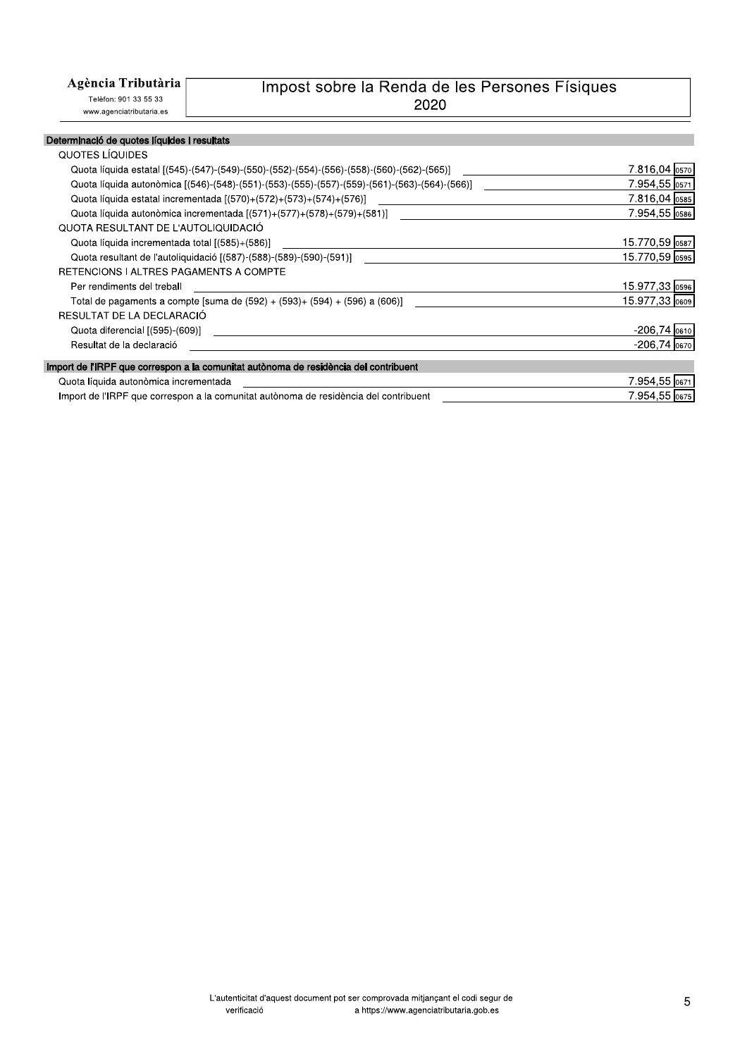# Agència Tributària

Telèfon: 901 33 55 33
www.agenciatributaria.es

## Impost sobre la Renda de les Persones Físiques 2020

### Determinació de quotes líquides i resultats

| Concepte | Import | Casella |
| --- | --- | --- |
| **QUOTES LÍQUIDES** | | |
| Quota líquida estatal [(545)-(547)-(549)-(550)-(552)-(554)-(556)-(558)-(560)-(562)-(565)] | 7.816,04 | 0570 |
| Quota líquida autonòmica [(546)-(548)-(551)-(553)-(555)-(557)-(559)-(561)-(563)-(564)-(566)] | 7.954,55 | 0571 |
| Quota líquida estatal incrementada [(570)+(572)+(573)+(574)+(576)] | 7.816,04 | 0585 |
| Quota líquida autonòmica incrementada [(571)+(577)+(578)+(579)+(581)] | 7.954,55 | 0586 |
| **QUOTA RESULTANT DE L'AUTOLIQUIDACIÓ** | | |
| Quota líquida incrementada total [(585)+(586)] | 15.770,59 | 0587 |
| Quota resultant de l'autoliquidació [(587)-(588)-(589)-(590)-(591)] | 15.770,59 | 0595 |
| **RETENCIONS I ALTRES PAGAMENTS A COMPTE** | | |
| Per rendiments del treball | 15.977,33 | 0596 |
| Total de pagaments a compte [suma de (592) + (593)+ (594) + (596) a (606)] | 15.977,33 | 0609 |
| **RESULTAT DE LA DECLARACIÓ** | | |
| Quota diferencial [(595)-(609)] | -206,74 | 0610 |
| Resultat de la declaració | -206,74 | 0670 |

### Import de l'IRPF que correspon a la comunitat autònoma de residència del contribuent

| Concepte | Import | Casella |
| --- | --- | --- |
| Quota líquida autonòmica incrementada | 7.954,55 | 0671 |
| Import de l'IRPF que correspon a la comunitat autònoma de residència del contribuent | 7.954,55 | 0675 |

L'autenticitat d'aquest document pot ser comprovada mitjançant el codi segur de verificació a https://www.agenciatributaria.gob.es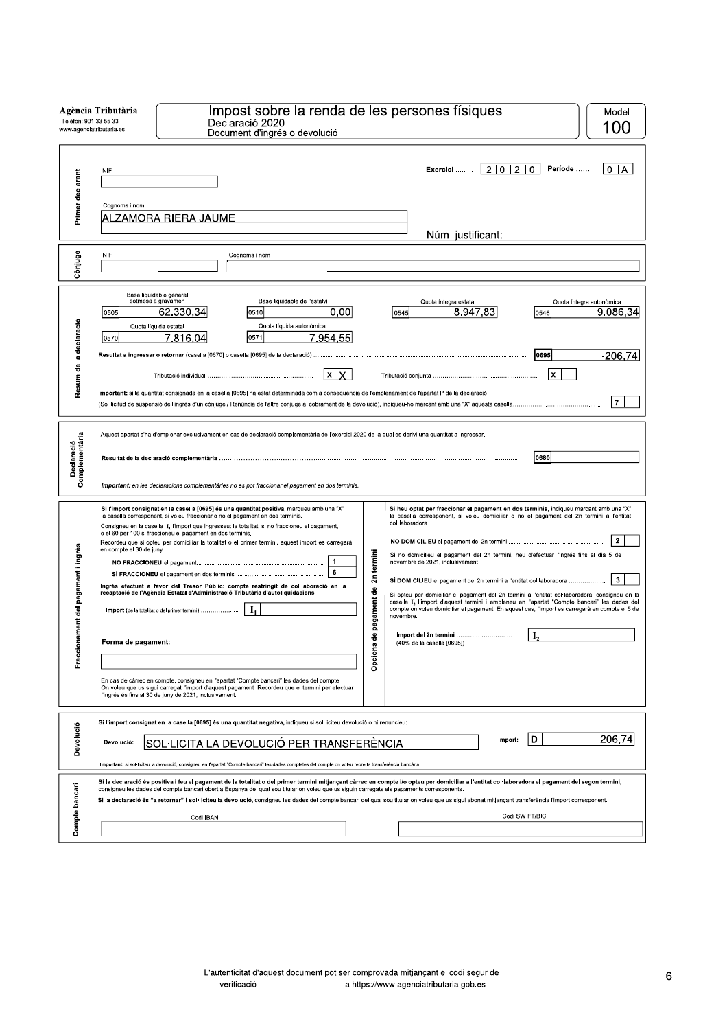**Agència Tributària**
Telèfon: 901 33 55 33
www.agenciatributaria.es

# Impost sobre la renda de les persones físiques

Declaració 2020
Document d'ingrés o devolució

Model **100**

## Primer declarant

NIF

Cognoms i nom
ALZAMORA RIERA JAUME

**Exercici** ......... 2 0 2 0 **Període** ........... 0 A

Núm. justificant:

## Cònjuge

NIF

Cognoms i nom

## Resum de la declaració

| Casella | Concepte | Import |
|---|---|---|
| 0505 | Base liquidable general sotmesa a gravamen | 62.330,34 |
| 0510 | Base liquidable de l'estalvi | 0,00 |
| 0545 | Quota íntegra estatal | 8.947,83 |
| 0546 | Quota íntegra autonòmica | 9.086,34 |
| 0570 | Quota líquida estatal | 7.816,04 |
| 0571 | Quota líquida autonòmica | 7.954,55 |

**Resultat a ingressar o retornar** (casella [0670] o casella [0695] de la declaració) ........ 0695 -206,74

Tributació individual ........ X X

Tributació conjunta ........ X

**Important:** si la quantitat consignada en la casella [0695] ha estat determinada com a conseqüència de l'emplenament de l'apartat P de la declaració (Sol·licitud de suspensió de l'ingrés d'un cònjuge / Renúncia de l'altre cònjuge al cobrament de la devolució), indiqueu-ho marcant amb una "X" aquesta casella ........ 7

## Declaració Complementària

Aquest apartat s'ha d'emplenar exclusivament en cas de declaració complementària de l'exercici 2020 de la qual es derivi una quantitat a ingressar.

**Resultat de la declaració complementària** ........ 0680

***Important:*** *en les declaracions complementàries no es pot fraccionar el pagament en dos terminis.*

## Fraccionament del pagament i ingrés

**Si l'import consignat en la casella [0695] és una quantitat positiva,** marqueu amb una "X" la casella corresponent, si voleu fraccionar o no el pagament en dos terminis.

Consigneu en la casella $I_1$ l'import que ingresseu: la totalitat, si no fraccioneu el pagament, o el 60 per 100 si fraccioneu el pagament en dos terminis.

Recordeu que si opteu per domiciliar la totalitat o el primer termini, aquest import es carregarà en compte el 30 de juny.

**NO FRACCIONEU** el pagament........ 1

**SÍ FRACCIONEU** el pagament en dos terminis........ 6

**Ingrés efectuat a favor del Tresor Públic: compte restringit de col·laboració en la recaptació de l'Agència Estatal d'Administració Tributària d'autoliquidacions.**

**Import** (de la totalitat o del primer termini) ........ $I_1$

**Forma de pagament:**

En cas de càrrec en compte, consigneu en l'apartat "Compte bancari" les dades del compte on voleu que us sigui carregat l'import d'aquest pagament. Recordeu que el termini per efectuar l'ingrés és fins al 30 de juny de 2021, inclusivament.

## Opcions de pagament del 2n termini

**Si heu optat per fraccionar el pagament en dos terminis,** indiqueu marcant amb una "X" la casella corresponent, si voleu domiciliar o no el pagament del 2n termini a l'entitat col·laboradora.

**NO DOMICILIEU** el pagament del 2n termini........ 2

Si no domicilieu el pagament del 2n termini, heu d'efectuar l'ingrés fins al dia 5 de novembre de 2021, inclusivament.

**SÍ DOMICILIEU** el pagament del 2n termini a l'entitat col·laboradora ........ 3

Si opteu per domiciliar el pagament del 2n termini a l'entitat col·laboradora, consigneu en la casella $I_2$ l'import d'aquest termini i empleneu en l'apartat "Compte bancari" les dades del compte on voleu domiciliar el pagament. En aquest cas, l'import es carregarà en compte el 5 de novembre.

**Import del 2n termini** ........ $I_2$
(40% de la casella [0695])

## Devolució

**Si l'import consignat en la casella [0695] és una quantitat negativa,** indiqueu si sol·liciteu devolució o hi renuncieu:

Devolució: SOL·LICITA LA DEVOLUCIÓ PER TRANSFERÈNCIA

Import: D 206,74

**Important:** si sol·liciteu la devolució, consigneu en l'apartat "Compte bancari" les dades completes del compte on voleu rebre la transferència bancària.

## Compte bancari

**Si la declaració és positiva i feu el pagament de la totalitat o del primer termini mitjançant càrrec en compte i/o opteu per domiciliar a l'entitat col·laboradora el pagament del segon termini,** consigneu les dades del compte bancari obert a Espanya del qual sou titular on voleu que us siguin carregats els pagaments corresponents.

**Si la declaració és "a retornar" i sol·liciteu la devolució,** consigneu les dades del compte bancari del qual sou titular on voleu que us sigui abonat mitjançant transferència l'import corresponent.

Codi IBAN

Codi SWIFT/BIC

L'autenticitat d'aquest document pot ser comprovada mitjançant el codi segur de verificació a https://www.agenciatributaria.gob.es